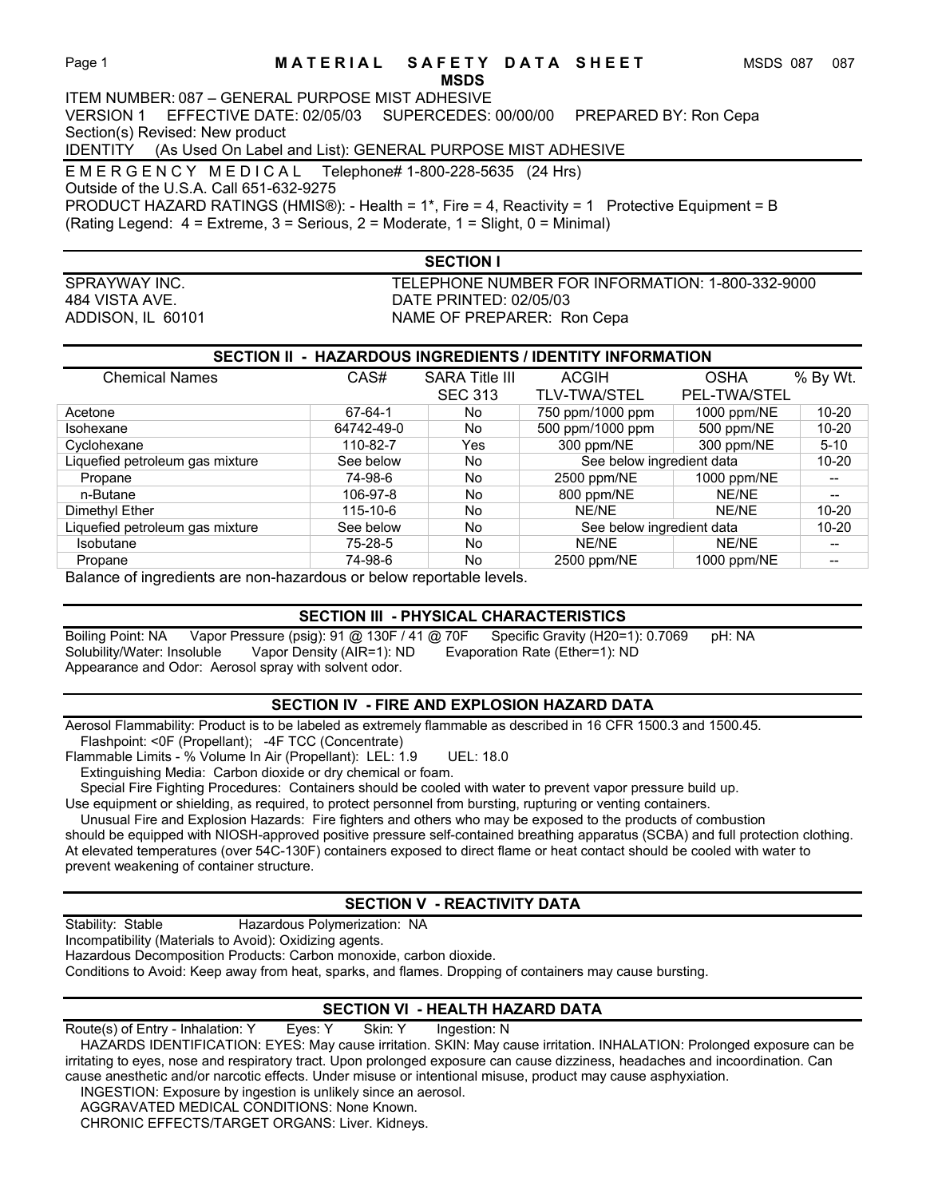# MATERIAL SAFETY DATA SHEET

**MSDS**

ITEM NUMBER: 087 – GENERAL PURPOSE MIST ADHESIVE
VERSION 1   EFFECTIVE DATE: 02/05/03   SUPERCEDES: 00/00/00   PREPARED BY: Ron Cepa
Section(s) Revised: New product
IDENTITY   (As Used On Label and List): GENERAL PURPOSE MIST ADHESIVE

EMERGENCY MEDICAL   Telephone# 1-800-228-5635 (24 Hrs)
Outside of the U.S.A. Call 651-632-9275
PRODUCT HAZARD RATINGS (HMIS®): - Health = 1*, Fire = 4, Reactivity = 1   Protective Equipment = B
(Rating Legend: 4 = Extreme, 3 = Serious, 2 = Moderate, 1 = Slight, 0 = Minimal)

## SECTION I

SPRAYWAY INC.
484 VISTA AVE.
ADDISON, IL 60101

TELEPHONE NUMBER FOR INFORMATION: 1-800-332-9000
DATE PRINTED: 02/05/03
NAME OF PREPARER: Ron Cepa

## SECTION II - HAZARDOUS INGREDIENTS / IDENTITY INFORMATION

| Chemical Names | CAS# | SARA Title III SEC 313 | ACGIH TLV-TWA/STEL | OSHA PEL-TWA/STEL | % By Wt. |
|---|---|---|---|---|---|
| Acetone | 67-64-1 | No | 750 ppm/1000 ppm | 1000 ppm/NE | 10-20 |
| Isohexane | 64742-49-0 | No | 500 ppm/1000 ppm | 500 ppm/NE | 10-20 |
| Cyclohexane | 110-82-7 | Yes | 300 ppm/NE | 300 ppm/NE | 5-10 |
| Liquefied petroleum gas mixture | See below | No | See below ingredient data | | 10-20 |
| Propane | 74-98-6 | No | 2500 ppm/NE | 1000 ppm/NE | -- |
| n-Butane | 106-97-8 | No | 800 ppm/NE | NE/NE | -- |
| Dimethyl Ether | 115-10-6 | No | NE/NE | NE/NE | 10-20 |
| Liquefied petroleum gas mixture | See below | No | See below ingredient data | | 10-20 |
| Isobutane | 75-28-5 | No | NE/NE | NE/NE | -- |
| Propane | 74-98-6 | No | 2500 ppm/NE | 1000 ppm/NE | -- |

Balance of ingredients are non-hazardous or below reportable levels.

## SECTION III - PHYSICAL CHARACTERISTICS

Boiling Point: NA   Vapor Pressure (psig): 91 @ 130F / 41 @ 70F   Specific Gravity (H20=1): 0.7069   pH: NA
Solubility/Water: Insoluble   Vapor Density (AIR=1): ND   Evaporation Rate (Ether=1): ND
Appearance and Odor: Aerosol spray with solvent odor.

## SECTION IV - FIRE AND EXPLOSION HAZARD DATA

Aerosol Flammability: Product is to be labeled as extremely flammable as described in 16 CFR 1500.3 and 1500.45.
Flashpoint: <0F (Propellant); -4F TCC (Concentrate)
Flammable Limits - % Volume In Air (Propellant): LEL: 1.9   UEL: 18.0
Extinguishing Media: Carbon dioxide or dry chemical or foam.
Special Fire Fighting Procedures: Containers should be cooled with water to prevent vapor pressure build up.
Use equipment or shielding, as required, to protect personnel from bursting, rupturing or venting containers.
Unusual Fire and Explosion Hazards: Fire fighters and others who may be exposed to the products of combustion should be equipped with NIOSH-approved positive pressure self-contained breathing apparatus (SCBA) and full protection clothing. At elevated temperatures (over 54C-130F) containers exposed to direct flame or heat contact should be cooled with water to prevent weakening of container structure.

## SECTION V - REACTIVITY DATA

Stability: Stable   Hazardous Polymerization: NA
Incompatibility (Materials to Avoid): Oxidizing agents.
Hazardous Decomposition Products: Carbon monoxide, carbon dioxide.
Conditions to Avoid: Keep away from heat, sparks, and flames. Dropping of containers may cause bursting.

## SECTION VI - HEALTH HAZARD DATA

Route(s) of Entry - Inhalation: Y   Eyes: Y   Skin: Y   Ingestion: N
HAZARDS IDENTIFICATION: EYES: May cause irritation. SKIN: May cause irritation. INHALATION: Prolonged exposure can be irritating to eyes, nose and respiratory tract. Upon prolonged exposure can cause dizziness, headaches and incoordination. Can cause anesthetic and/or narcotic effects. Under misuse or intentional misuse, product may cause asphyxiation.
INGESTION: Exposure by ingestion is unlikely since an aerosol.
AGGRAVATED MEDICAL CONDITIONS: None Known.
CHRONIC EFFECTS/TARGET ORGANS: Liver. Kidneys.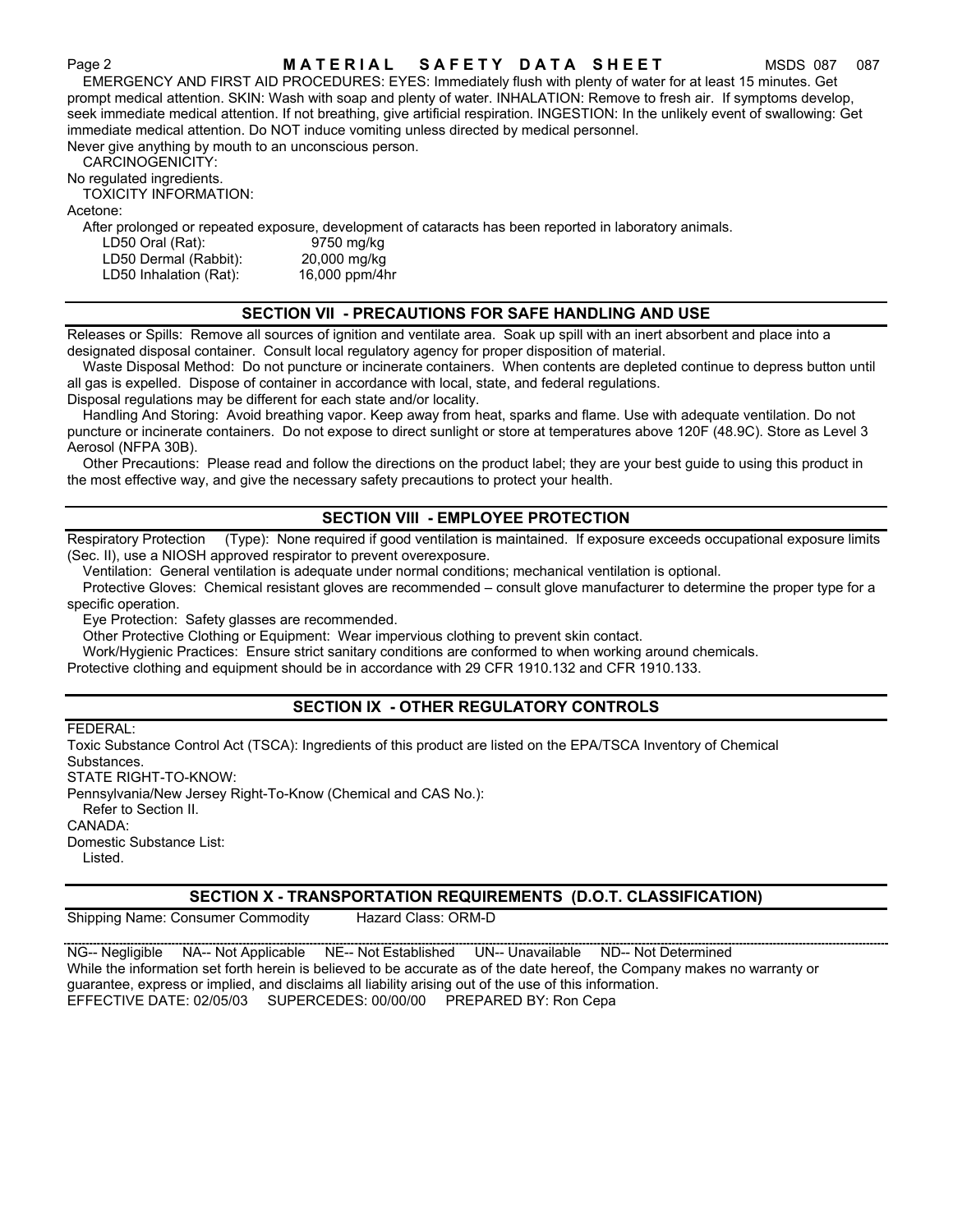EMERGENCY AND FIRST AID PROCEDURES: EYES: Immediately flush with plenty of water for at least 15 minutes. Get prompt medical attention. SKIN: Wash with soap and plenty of water. INHALATION: Remove to fresh air. If symptoms develop, seek immediate medical attention. If not breathing, give artificial respiration. INGESTION: In the unlikely event of swallowing: Get immediate medical attention. Do NOT induce vomiting unless directed by medical personnel.
Never give anything by mouth to an unconscious person.

CARCINOGENICITY:
No regulated ingredients.

TOXICITY INFORMATION:
Acetone:

After prolonged or repeated exposure, development of cataracts has been reported in laboratory animals.

| | |
|---|---|
| LD50 Oral (Rat): | 9750 mg/kg |
| LD50 Dermal (Rabbit): | 20,000 mg/kg |
| LD50 Inhalation (Rat): | 16,000 ppm/4hr |

## SECTION VII - PRECAUTIONS FOR SAFE HANDLING AND USE

Releases or Spills: Remove all sources of ignition and ventilate area. Soak up spill with an inert absorbent and place into a designated disposal container. Consult local regulatory agency for proper disposition of material.

Waste Disposal Method: Do not puncture or incinerate containers. When contents are depleted continue to depress button until all gas is expelled. Dispose of container in accordance with local, state, and federal regulations.
Disposal regulations may be different for each state and/or locality.

Handling And Storing: Avoid breathing vapor. Keep away from heat, sparks and flame. Use with adequate ventilation. Do not puncture or incinerate containers. Do not expose to direct sunlight or store at temperatures above 120F (48.9C). Store as Level 3 Aerosol (NFPA 30B).

Other Precautions: Please read and follow the directions on the product label; they are your best guide to using this product in the most effective way, and give the necessary safety precautions to protect your health.

## SECTION VIII - EMPLOYEE PROTECTION

Respiratory Protection (Type): None required if good ventilation is maintained. If exposure exceeds occupational exposure limits (Sec. II), use a NIOSH approved respirator to prevent overexposure.

Ventilation: General ventilation is adequate under normal conditions; mechanical ventilation is optional.

Protective Gloves: Chemical resistant gloves are recommended – consult glove manufacturer to determine the proper type for a specific operation.

Eye Protection: Safety glasses are recommended.

Other Protective Clothing or Equipment: Wear impervious clothing to prevent skin contact.

Work/Hygienic Practices: Ensure strict sanitary conditions are conformed to when working around chemicals.
Protective clothing and equipment should be in accordance with 29 CFR 1910.132 and CFR 1910.133.

## SECTION IX - OTHER REGULATORY CONTROLS

FEDERAL:
Toxic Substance Control Act (TSCA): Ingredients of this product are listed on the EPA/TSCA Inventory of Chemical Substances.
STATE RIGHT-TO-KNOW:
Pennsylvania/New Jersey Right-To-Know (Chemical and CAS No.):
Refer to Section II.
CANADA:
Domestic Substance List:
Listed.

## SECTION X - TRANSPORTATION REQUIREMENTS (D.O.T. CLASSIFICATION)

Shipping Name: Consumer Commodity Hazard Class: ORM-D

NG-- Negligible NA-- Not Applicable NE-- Not Established UN-- Unavailable ND-- Not Determined
While the information set forth herein is believed to be accurate as of the date hereof, the Company makes no warranty or guarantee, express or implied, and disclaims all liability arising out of the use of this information.
EFFECTIVE DATE: 02/05/03 SUPERCEDES: 00/00/00 PREPARED BY: Ron Cepa